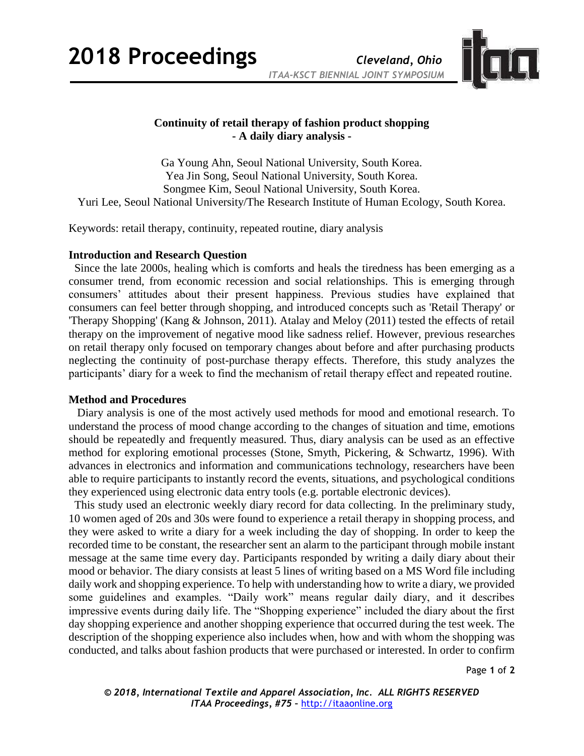**Continuity of retail therapy of fashion product shopping**
**- A daily diary analysis -**

Ga Young Ahn, Seoul National University, South Korea.
Yea Jin Song, Seoul National University, South Korea.
Songmee Kim, Seoul National University, South Korea.
Yuri Lee, Seoul National University/The Research Institute of Human Ecology, South Korea.

Keywords: retail therapy, continuity, repeated routine, diary analysis

## Introduction and Research Question

Since the late 2000s, healing which is comforts and heals the tiredness has been emerging as a consumer trend, from economic recession and social relationships. This is emerging through consumers' attitudes about their present happiness. Previous studies have explained that consumers can feel better through shopping, and introduced concepts such as 'Retail Therapy' or 'Therapy Shopping' (Kang & Johnson, 2011). Atalay and Meloy (2011) tested the effects of retail therapy on the improvement of negative mood like sadness relief. However, previous researches on retail therapy only focused on temporary changes about before and after purchasing products neglecting the continuity of post-purchase therapy effects. Therefore, this study analyzes the participants' diary for a week to find the mechanism of retail therapy effect and repeated routine.

## Method and Procedures

Diary analysis is one of the most actively used methods for mood and emotional research. To understand the process of mood change according to the changes of situation and time, emotions should be repeatedly and frequently measured. Thus, diary analysis can be used as an effective method for exploring emotional processes (Stone, Smyth, Pickering, & Schwartz, 1996). With advances in electronics and information and communications technology, researchers have been able to require participants to instantly record the events, situations, and psychological conditions they experienced using electronic data entry tools (e.g. portable electronic devices).

This study used an electronic weekly diary record for data collecting. In the preliminary study, 10 women aged of 20s and 30s were found to experience a retail therapy in shopping process, and they were asked to write a diary for a week including the day of shopping. In order to keep the recorded time to be constant, the researcher sent an alarm to the participant through mobile instant message at the same time every day. Participants responded by writing a daily diary about their mood or behavior. The diary consists at least 5 lines of writing based on a MS Word file including daily work and shopping experience. To help with understanding how to write a diary, we provided some guidelines and examples. "Daily work" means regular daily diary, and it describes impressive events during daily life. The "Shopping experience" included the diary about the first day shopping experience and another shopping experience that occurred during the test week. The description of the shopping experience also includes when, how and with whom the shopping was conducted, and talks about fashion products that were purchased or interested. In order to confirm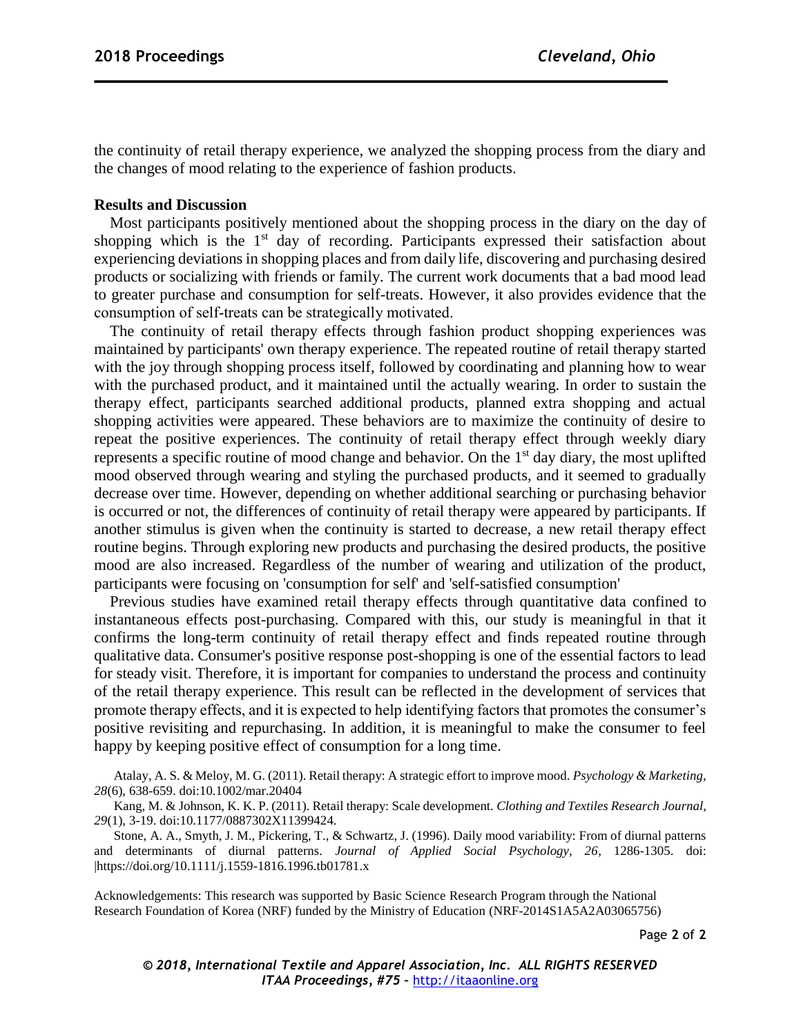the continuity of retail therapy experience, we analyzed the shopping process from the diary and the changes of mood relating to the experience of fashion products.

**Results and Discussion**

Most participants positively mentioned about the shopping process in the diary on the day of shopping which is the 1st day of recording. Participants expressed their satisfaction about experiencing deviations in shopping places and from daily life, discovering and purchasing desired products or socializing with friends or family. The current work documents that a bad mood lead to greater purchase and consumption for self-treats. However, it also provides evidence that the consumption of self-treats can be strategically motivated.

The continuity of retail therapy effects through fashion product shopping experiences was maintained by participants' own therapy experience. The repeated routine of retail therapy started with the joy through shopping process itself, followed by coordinating and planning how to wear with the purchased product, and it maintained until the actually wearing. In order to sustain the therapy effect, participants searched additional products, planned extra shopping and actual shopping activities were appeared. These behaviors are to maximize the continuity of desire to repeat the positive experiences. The continuity of retail therapy effect through weekly diary represents a specific routine of mood change and behavior. On the 1st day diary, the most uplifted mood observed through wearing and styling the purchased products, and it seemed to gradually decrease over time. However, depending on whether additional searching or purchasing behavior is occurred or not, the differences of continuity of retail therapy were appeared by participants. If another stimulus is given when the continuity is started to decrease, a new retail therapy effect routine begins. Through exploring new products and purchasing the desired products, the positive mood are also increased. Regardless of the number of wearing and utilization of the product, participants were focusing on 'consumption for self' and 'self-satisfied consumption'

Previous studies have examined retail therapy effects through quantitative data confined to instantaneous effects post-purchasing. Compared with this, our study is meaningful in that it confirms the long-term continuity of retail therapy effect and finds repeated routine through qualitative data. Consumer's positive response post-shopping is one of the essential factors to lead for steady visit. Therefore, it is important for companies to understand the process and continuity of the retail therapy experience. This result can be reflected in the development of services that promote therapy effects, and it is expected to help identifying factors that promotes the consumer's positive revisiting and repurchasing. In addition, it is meaningful to make the consumer to feel happy by keeping positive effect of consumption for a long time.

Atalay, A. S. & Meloy, M. G. (2011). Retail therapy: A strategic effort to improve mood. *Psychology & Marketing, 28*(6), 638-659. doi:10.1002/mar.20404

Kang, M. & Johnson, K. K. P. (2011). Retail therapy: Scale development. *Clothing and Textiles Research Journal, 29*(1), 3-19. doi:10.1177/0887302X11399424.

Stone, A. A., Smyth, J. M., Pickering, T., & Schwartz, J. (1996). Daily mood variability: From of diurnal patterns and determinants of diurnal patterns. *Journal of Applied Social Psychology, 26*, 1286-1305. doi: |https://doi.org/10.1111/j.1559-1816.1996.tb01781.x

Acknowledgements: This research was supported by Basic Science Research Program through the National Research Foundation of Korea (NRF) funded by the Ministry of Education (NRF-2014S1A5A2A03065756)